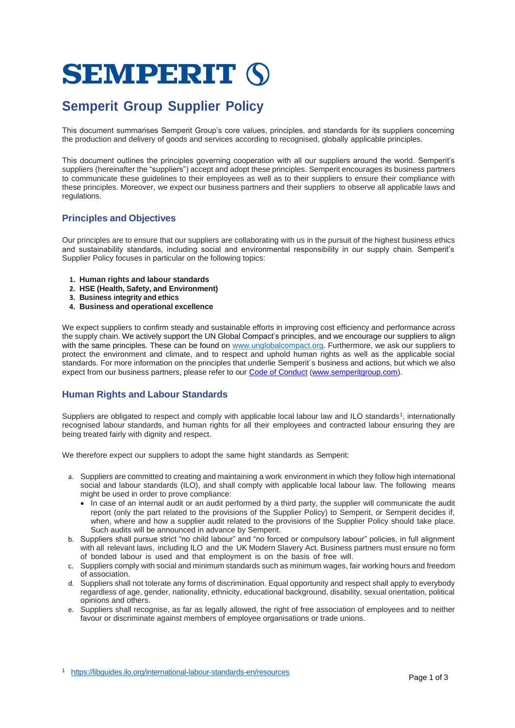# SEMPERIT

## Semperit Group Supplier Policy

This document summarises Semperit Group's core values, principles, and standards for its suppliers concerning the production and delivery of goods and services according to recognised, globally applicable principles.

This document outlines the principles governing cooperation with all our suppliers around the world. Semperit's suppliers (hereinafter the "suppliers") accept and adopt these principles. Semperit encourages its business partners to communicate these guidelines to their employees as well as to their suppliers to ensure their compliance with these principles. Moreover, we expect our business partners and their suppliers to observe all applicable laws and regulations.

### Principles and Objectives

Our principles are to ensure that our suppliers are collaborating with us in the pursuit of the highest business ethics and sustainability standards, including social and environmental responsibility in our supply chain. Semperit's Supplier Policy focuses in particular on the following topics:

1. **Human rights and labour standards**
2. **HSE (Health, Safety, and Environment)**
3. **Business integrity and ethics**
4. **Business and operational excellence**

We expect suppliers to confirm steady and sustainable efforts in improving cost efficiency and performance across the supply chain. We actively support the UN Global Compact's principles, and we encourage our suppliers to align with the same principles. These can be found on [www.unglobalcompact.org](www.unglobalcompact.org). Furthermore, we ask our suppliers to protect the environment and climate, and to respect and uphold human rights as well as the applicable social standards. For more information on the principles that underlie Semperit´s business and actions, but which we also expect from our business partners, please refer to our Code of Conduct ([www.semperitgroup.com](www.semperitgroup.com)).

### Human Rights and Labour Standards

Suppliers are obligated to respect and comply with applicable local labour law and ILO standards[1], internationally recognised labour standards, and human rights for all their employees and contracted labour ensuring they are being treated fairly with dignity and respect.

We therefore expect our suppliers to adopt the same hight standards as Semperit:

a. Suppliers are committed to creating and maintaining a work environment in which they follow high international social and labour standards (ILO), and shall comply with applicable local labour law. The following means might be used in order to prove compliance:
   - In case of an internal audit or an audit performed by a third party, the supplier will communicate the audit report (only the part related to the provisions of the Supplier Policy) to Semperit, or Semperit decides if, when, where and how a supplier audit related to the provisions of the Supplier Policy should take place. Such audits will be announced in advance by Semperit.

b. Suppliers shall pursue strict "no child labour" and "no forced or compulsory labour" policies, in full alignment with all relevant laws, including ILO and the UK Modern Slavery Act. Business partners must ensure no form of bonded labour is used and that employment is on the basis of free will.

c. Suppliers comply with social and minimum standards such as minimum wages, fair working hours and freedom of association.

d. Suppliers shall not tolerate any forms of discrimination. Equal opportunity and respect shall apply to everybody regardless of age, gender, nationality, ethnicity, educational background, disability, sexual orientation, political opinions and others.

e. Suppliers shall recognise, as far as legally allowed, the right of free association of employees and to neither favour or discriminate against members of employee organisations or trade unions.

[1] https://libguides.ilo.org/international-labour-standards-en/resources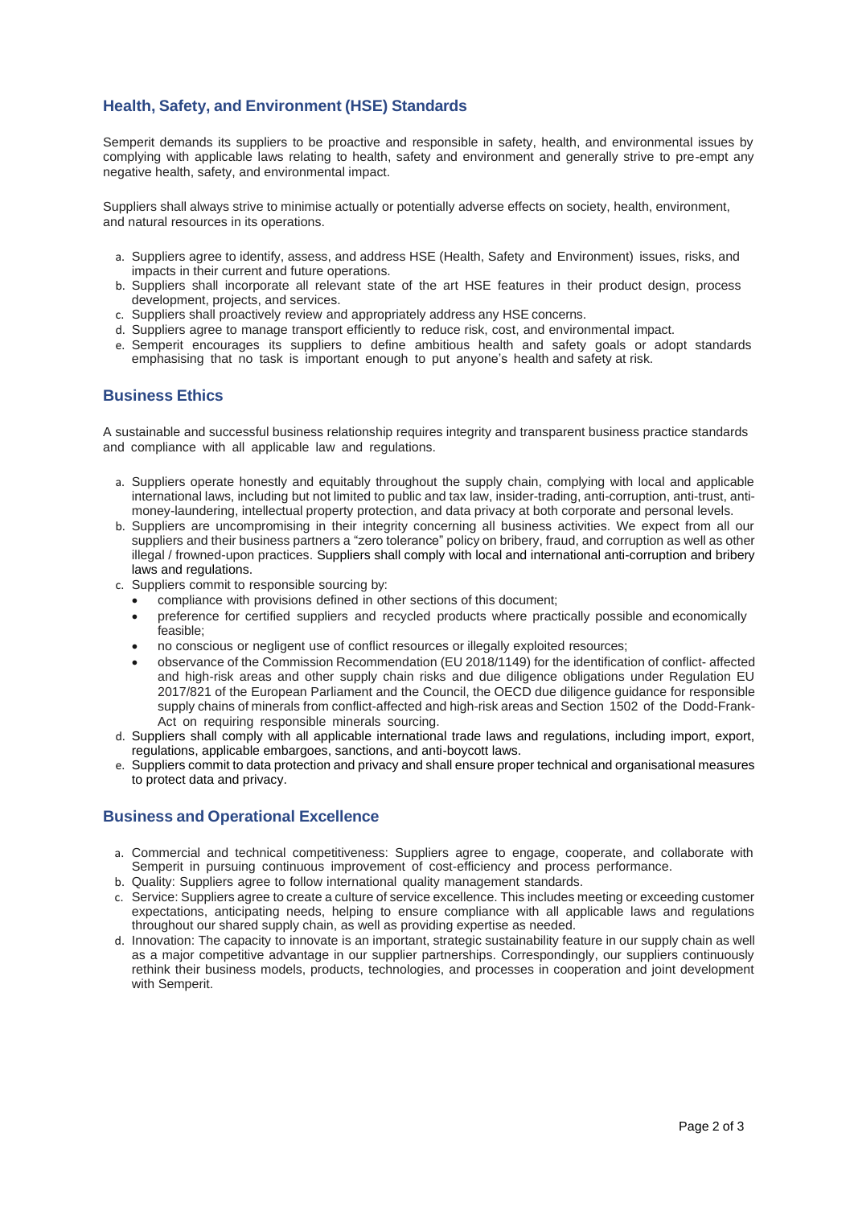## Health, Safety, and Environment (HSE) Standards

Semperit demands its suppliers to be proactive and responsible in safety, health, and environmental issues by complying with applicable laws relating to health, safety and environment and generally strive to pre-empt any negative health, safety, and environmental impact.

Suppliers shall always strive to minimise actually or potentially adverse effects on society, health, environment, and natural resources in its operations.

a. Suppliers agree to identify, assess, and address HSE (Health, Safety and Environment) issues, risks, and impacts in their current and future operations.
b. Suppliers shall incorporate all relevant state of the art HSE features in their product design, process development, projects, and services.
c. Suppliers shall proactively review and appropriately address any HSE concerns.
d. Suppliers agree to manage transport efficiently to reduce risk, cost, and environmental impact.
e. Semperit encourages its suppliers to define ambitious health and safety goals or adopt standards emphasising that no task is important enough to put anyone's health and safety at risk.

## Business Ethics

A sustainable and successful business relationship requires integrity and transparent business practice standards and compliance with all applicable law and regulations.

a. Suppliers operate honestly and equitably throughout the supply chain, complying with local and applicable international laws, including but not limited to public and tax law, insider-trading, anti-corruption, anti-trust, anti-money-laundering, intellectual property protection, and data privacy at both corporate and personal levels.
b. Suppliers are uncompromising in their integrity concerning all business activities. We expect from all our suppliers and their business partners a "zero tolerance" policy on bribery, fraud, and corruption as well as other illegal / frowned-upon practices. Suppliers shall comply with local and international anti-corruption and bribery laws and regulations.
c. Suppliers commit to responsible sourcing by:
   - compliance with provisions defined in other sections of this document;
   - preference for certified suppliers and recycled products where practically possible and economically feasible;
   - no conscious or negligent use of conflict resources or illegally exploited resources;
   - observance of the Commission Recommendation (EU 2018/1149) for the identification of conflict- affected and high-risk areas and other supply chain risks and due diligence obligations under Regulation EU 2017/821 of the European Parliament and the Council, the OECD due diligence guidance for responsible supply chains of minerals from conflict-affected and high-risk areas and Section 1502 of the Dodd-Frank-Act on requiring responsible minerals sourcing.
d. Suppliers shall comply with all applicable international trade laws and regulations, including import, export, regulations, applicable embargoes, sanctions, and anti-boycott laws.
e. Suppliers commit to data protection and privacy and shall ensure proper technical and organisational measures to protect data and privacy.

## Business and Operational Excellence

a. Commercial and technical competitiveness: Suppliers agree to engage, cooperate, and collaborate with Semperit in pursuing continuous improvement of cost-efficiency and process performance.
b. Quality: Suppliers agree to follow international quality management standards.
c. Service: Suppliers agree to create a culture of service excellence. This includes meeting or exceeding customer expectations, anticipating needs, helping to ensure compliance with all applicable laws and regulations throughout our shared supply chain, as well as providing expertise as needed.
d. Innovation: The capacity to innovate is an important, strategic sustainability feature in our supply chain as well as a major competitive advantage in our supplier partnerships. Correspondingly, our suppliers continuously rethink their business models, products, technologies, and processes in cooperation and joint development with Semperit.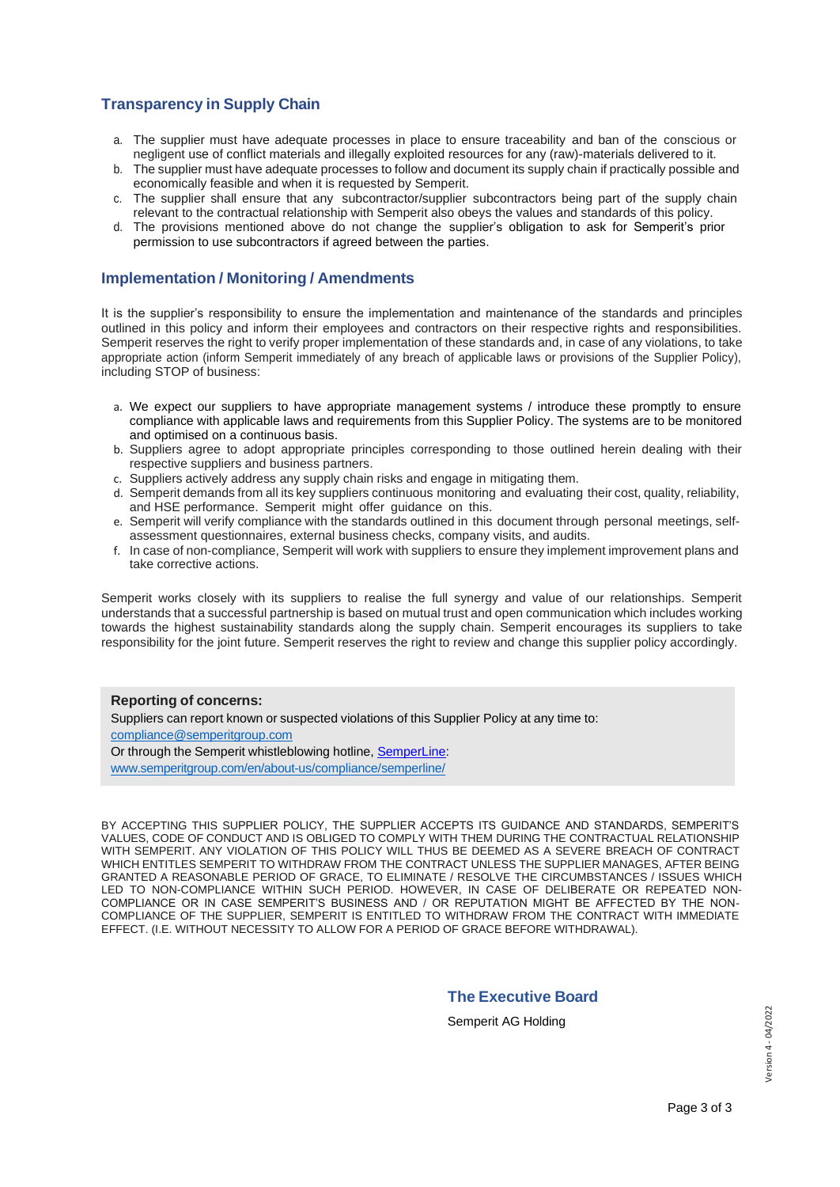## Transparency in Supply Chain

a. The supplier must have adequate processes in place to ensure traceability and ban of the conscious or negligent use of conflict materials and illegally exploited resources for any (raw)-materials delivered to it.
b. The supplier must have adequate processes to follow and document its supply chain if practically possible and economically feasible and when it is requested by Semperit.
c. The supplier shall ensure that any subcontractor/supplier subcontractors being part of the supply chain relevant to the contractual relationship with Semperit also obeys the values and standards of this policy.
d. The provisions mentioned above do not change the supplier's obligation to ask for Semperit's prior permission to use subcontractors if agreed between the parties.

## Implementation / Monitoring / Amendments

It is the supplier's responsibility to ensure the implementation and maintenance of the standards and principles outlined in this policy and inform their employees and contractors on their respective rights and responsibilities. Semperit reserves the right to verify proper implementation of these standards and, in case of any violations, to take appropriate action (inform Semperit immediately of any breach of applicable laws or provisions of the Supplier Policy), including STOP of business:

a. We expect our suppliers to have appropriate management systems / introduce these promptly to ensure compliance with applicable laws and requirements from this Supplier Policy. The systems are to be monitored and optimised on a continuous basis.
b. Suppliers agree to adopt appropriate principles corresponding to those outlined herein dealing with their respective suppliers and business partners.
c. Suppliers actively address any supply chain risks and engage in mitigating them.
d. Semperit demands from all its key suppliers continuous monitoring and evaluating their cost, quality, reliability, and HSE performance. Semperit might offer guidance on this.
e. Semperit will verify compliance with the standards outlined in this document through personal meetings, self-assessment questionnaires, external business checks, company visits, and audits.
f. In case of non-compliance, Semperit will work with suppliers to ensure they implement improvement plans and take corrective actions.

Semperit works closely with its suppliers to realise the full synergy and value of our relationships. Semperit understands that a successful partnership is based on mutual trust and open communication which includes working towards the highest sustainability standards along the supply chain. Semperit encourages its suppliers to take responsibility for the joint future. Semperit reserves the right to review and change this supplier policy accordingly.

**Reporting of concerns:**
Suppliers can report known or suspected violations of this Supplier Policy at any time to:
compliance@semperitgroup.com
Or through the Semperit whistleblowing hotline, SemperLine:
www.semperitgroup.com/en/about-us/compliance/semperline/

BY ACCEPTING THIS SUPPLIER POLICY, THE SUPPLIER ACCEPTS ITS GUIDANCE AND STANDARDS, SEMPERIT'S VALUES, CODE OF CONDUCT AND IS OBLIGED TO COMPLY WITH THEM DURING THE CONTRACTUAL RELATIONSHIP WITH SEMPERIT. ANY VIOLATION OF THIS POLICY WILL THUS BE DEEMED AS A SEVERE BREACH OF CONTRACT WHICH ENTITLES SEMPERIT TO WITHDRAW FROM THE CONTRACT UNLESS THE SUPPLIER MANAGES, AFTER BEING GRANTED A REASONABLE PERIOD OF GRACE, TO ELIMINATE / RESOLVE THE CIRCUMBSTANCES / ISSUES WHICH LED TO NON-COMPLIANCE WITHIN SUCH PERIOD. HOWEVER, IN CASE OF DELIBERATE OR REPEATED NON-COMPLIANCE OR IN CASE SEMPERIT'S BUSINESS AND / OR REPUTATION MIGHT BE AFFECTED BY THE NON-COMPLIANCE OF THE SUPPLIER, SEMPERIT IS ENTITLED TO WITHDRAW FROM THE CONTRACT WITH IMMEDIATE EFFECT. (I.E. WITHOUT NECESSITY TO ALLOW FOR A PERIOD OF GRACE BEFORE WITHDRAWAL).

**The Executive Board**

Semperit AG Holding

Version 4 - 04/2022